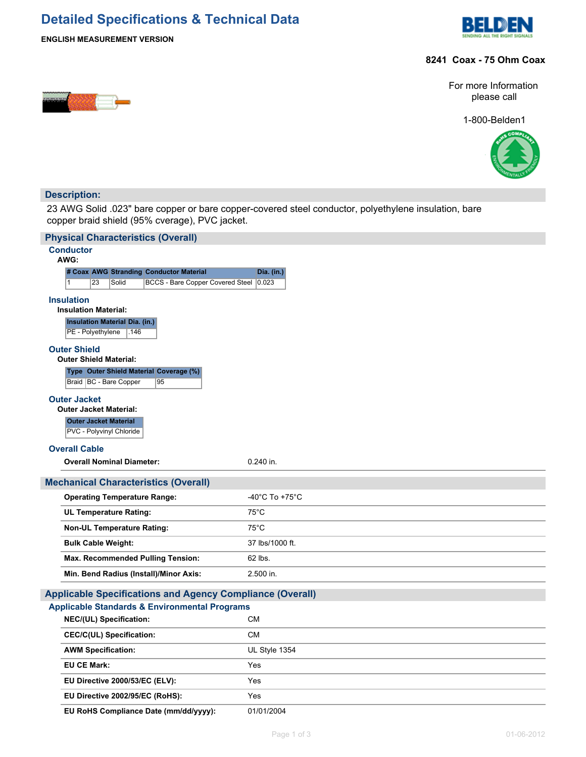# Detailed Specifications & Technical Data

**ENGLISH MEASUREMENT VERSION**

**8241 Coax - 75 Ohm Coax**

For more Information please call

1-800-Belden1

## Description:

23 AWG Solid .023" bare copper or bare copper-covered steel conductor, polyethylene insulation, bare copper braid shield (95% cverage), PVC jacket.

## Physical Characteristics (Overall)

### Conductor

**AWG:**

| # Coax | AWG | Stranding | Conductor Material | Dia. (in.) |
|---|---|---|---|---|
| 1 | 23 | Solid | BCCS - Bare Copper Covered Steel | 0.023 |

### Insulation

**Insulation Material:**

| Insulation Material | Dia. (in.) |
|---|---|
| PE - Polyethylene | .146 |

### Outer Shield

**Outer Shield Material:**

| Type | Outer Shield Material | Coverage (%) |
|---|---|---|
| Braid | BC - Bare Copper | 95 |

### Outer Jacket

**Outer Jacket Material:**

| Outer Jacket Material |
|---|
| PVC - Polyvinyl Chloride |

### Overall Cable

| | |
|---|---|
| **Overall Nominal Diameter:** | 0.240 in. |

## Mechanical Characteristics (Overall)

| | |
|---|---|
| **Operating Temperature Range:** | -40°C To +75°C |
| **UL Temperature Rating:** | 75°C |
| **Non-UL Temperature Rating:** | 75°C |
| **Bulk Cable Weight:** | 37 lbs/1000 ft. |
| **Max. Recommended Pulling Tension:** | 62 lbs. |
| **Min. Bend Radius (Install)/Minor Axis:** | 2.500 in. |

## Applicable Specifications and Agency Compliance (Overall)

### Applicable Standards & Environmental Programs

| | |
|---|---|
| **NEC/(UL) Specification:** | CM |
| **CEC/C(UL) Specification:** | CM |
| **AWM Specification:** | UL Style 1354 |
| **EU CE Mark:** | Yes |
| **EU Directive 2000/53/EC (ELV):** | Yes |
| **EU Directive 2002/95/EC (RoHS):** | Yes |
| **EU RoHS Compliance Date (mm/dd/yyyy):** | 01/01/2004 |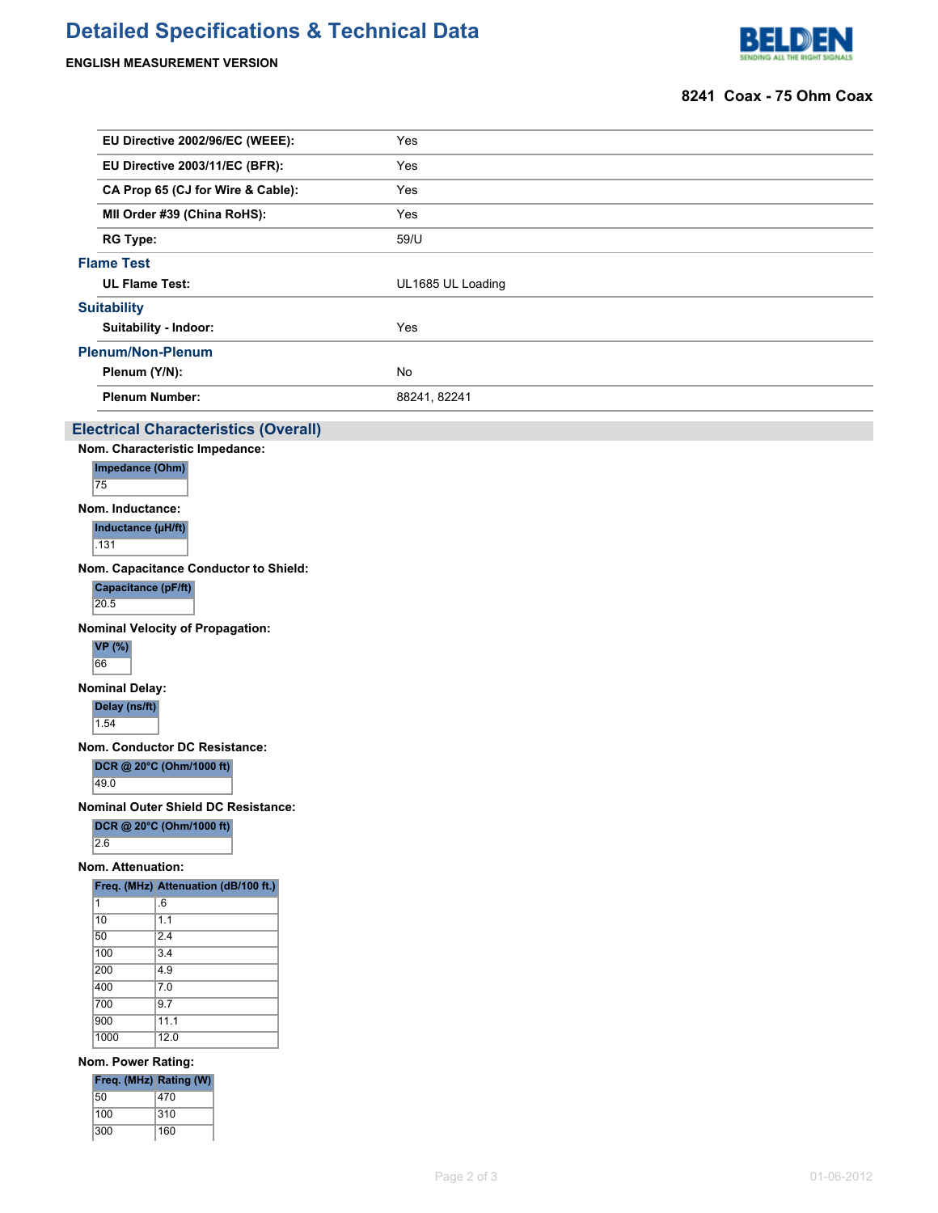| | |
|---|---|
| **EU Directive 2002/96/EC (WEEE):** | Yes |
| **EU Directive 2003/11/EC (BFR):** | Yes |
| **CA Prop 65 (CJ for Wire & Cable):** | Yes |
| **MII Order #39 (China RoHS):** | Yes |
| **RG Type:** | 59/U |

### Flame Test

| | |
|---|---|
| **UL Flame Test:** | UL1685 UL Loading |

### Suitability

| | |
|---|---|
| **Suitability - Indoor:** | Yes |

### Plenum/Non-Plenum

| | |
|---|---|
| **Plenum (Y/N):** | No |
| **Plenum Number:** | 88241, 82241 |

## Electrical Characteristics (Overall)

**Nom. Characteristic Impedance:**

| Impedance (Ohm) |
|---|
| 75 |

**Nom. Inductance:**

| Inductance (µH/ft) |
|---|
| .131 |

**Nom. Capacitance Conductor to Shield:**

| Capacitance (pF/ft) |
|---|
| 20.5 |

**Nominal Velocity of Propagation:**

| VP (%) |
|---|
| 66 |

**Nominal Delay:**

| Delay (ns/ft) |
|---|
| 1.54 |

**Nom. Conductor DC Resistance:**

| DCR @ 20°C (Ohm/1000 ft) |
|---|
| 49.0 |

**Nominal Outer Shield DC Resistance:**

| DCR @ 20°C (Ohm/1000 ft) |
|---|
| 2.6 |

**Nom. Attenuation:**

| Freq. (MHz) | Attenuation (dB/100 ft.) |
|---|---|
| 1 | .6 |
| 10 | 1.1 |
| 50 | 2.4 |
| 100 | 3.4 |
| 200 | 4.9 |
| 400 | 7.0 |
| 700 | 9.7 |
| 900 | 11.1 |
| 1000 | 12.0 |

**Nom. Power Rating:**

| Freq. (MHz) | Rating (W) |
|---|---|
| 50 | 470 |
| 100 | 310 |
| 300 | 160 |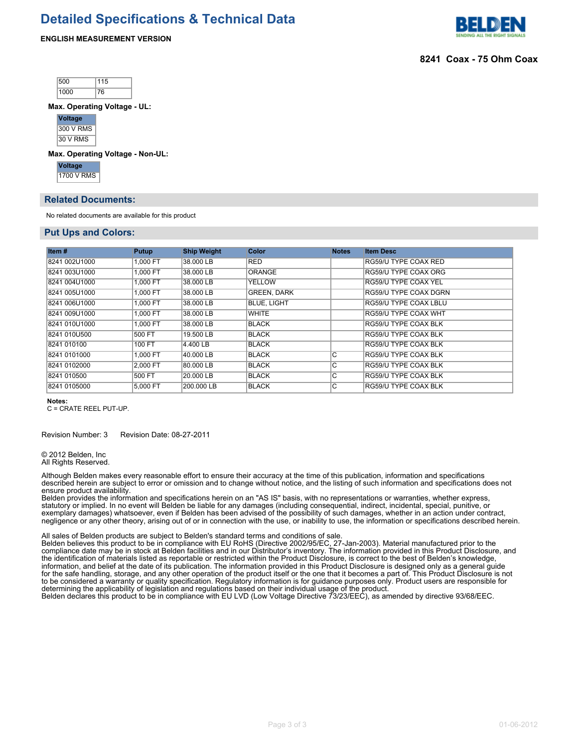| | |
|---|---|
| 500 | 115 |
| 1000 | 76 |

**Max. Operating Voltage - UL:**

| Voltage |
|---|
| 300 V RMS |
| 30 V RMS |

**Max. Operating Voltage - Non-UL:**

| Voltage |
|---|
| 1700 V RMS |

## Related Documents:

No related documents are available for this product

## Put Ups and Colors:

| Item # | Putup | Ship Weight | Color | Notes | Item Desc |
|---|---|---|---|---|---|
| 8241 002U1000 | 1,000 FT | 38.000 LB | RED | | RG59/U TYPE COAX RED |
| 8241 003U1000 | 1,000 FT | 38.000 LB | ORANGE | | RG59/U TYPE COAX ORG |
| 8241 004U1000 | 1,000 FT | 38.000 LB | YELLOW | | RG59/U TYPE COAX YEL |
| 8241 005U1000 | 1,000 FT | 38.000 LB | GREEN, DARK | | RG59/U TYPE COAX DGRN |
| 8241 006U1000 | 1,000 FT | 38.000 LB | BLUE, LIGHT | | RG59/U TYPE COAX LBLU |
| 8241 009U1000 | 1,000 FT | 38.000 LB | WHITE | | RG59/U TYPE COAX WHT |
| 8241 010U1000 | 1,000 FT | 38.000 LB | BLACK | | RG59/U TYPE COAX BLK |
| 8241 010U500 | 500 FT | 19.500 LB | BLACK | | RG59/U TYPE COAX BLK |
| 8241 010100 | 100 FT | 4.400 LB | BLACK | | RG59/U TYPE COAX BLK |
| 8241 0101000 | 1,000 FT | 40.000 LB | BLACK | C | RG59/U TYPE COAX BLK |
| 8241 0102000 | 2,000 FT | 80.000 LB | BLACK | C | RG59/U TYPE COAX BLK |
| 8241 010500 | 500 FT | 20.000 LB | BLACK | C | RG59/U TYPE COAX BLK |
| 8241 0105000 | 5,000 FT | 200.000 LB | BLACK | C | RG59/U TYPE COAX BLK |

**Notes:**
C = CRATE REEL PUT-UP.

Revision Number: 3 Revision Date: 08-27-2011

© 2012 Belden, Inc
All Rights Reserved.

Although Belden makes every reasonable effort to ensure their accuracy at the time of this publication, information and specifications described herein are subject to error or omission and to change without notice, and the listing of such information and specifications does not ensure product availability.
Belden provides the information and specifications herein on an "AS IS" basis, with no representations or warranties, whether express, statutory or implied. In no event will Belden be liable for any damages (including consequential, indirect, incidental, special, punitive, or exemplary damages) whatsoever, even if Belden has been advised of the possibility of such damages, whether in an action under contract, negligence or any other theory, arising out of or in connection with the use, or inability to use, the information or specifications described herein.

All sales of Belden products are subject to Belden's standard terms and conditions of sale.
Belden believes this product to be in compliance with EU RoHS (Directive 2002/95/EC, 27-Jan-2003). Material manufactured prior to the compliance date may be in stock at Belden facilities and in our Distributor's inventory. The information provided in this Product Disclosure, and the identification of materials listed as reportable or restricted within the Product Disclosure, is correct to the best of Belden's knowledge, information, and belief at the date of its publication. The information provided in this Product Disclosure is designed only as a general guide for the safe handling, storage, and any other operation of the product itself or the one that it becomes a part of. This Product Disclosure is not to be considered a warranty or quality specification. Regulatory information is for guidance purposes only. Product users are responsible for determining the applicability of legislation and regulations based on their individual usage of the product.
Belden declares this product to be in compliance with EU LVD (Low Voltage Directive 73/23/EEC), as amended by directive 93/68/EEC.